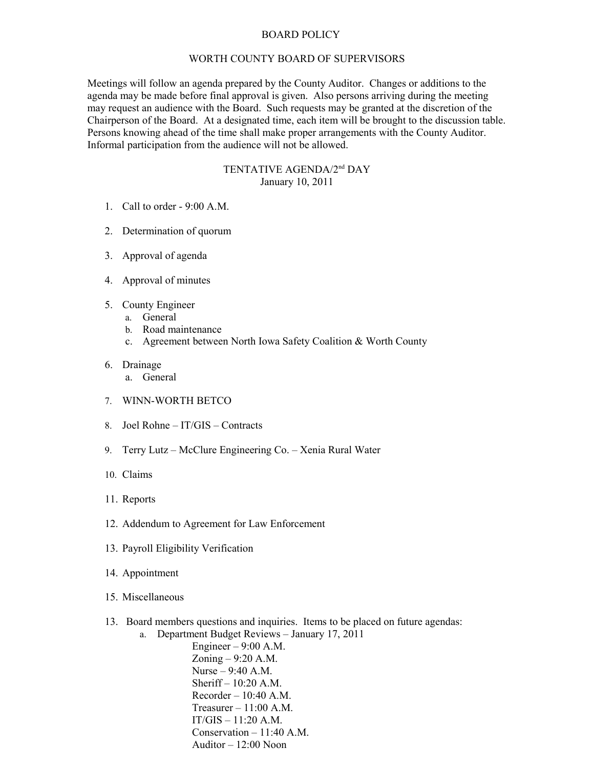# BOARD POLICY

## WORTH COUNTY BOARD OF SUPERVISORS

Meetings will follow an agenda prepared by the County Auditor. Changes or additions to the agenda may be made before final approval is given. Also persons arriving during the meeting may request an audience with the Board. Such requests may be granted at the discretion of the Chairperson of the Board. At a designated time, each item will be brought to the discussion table. Persons knowing ahead of the time shall make proper arrangements with the County Auditor. Informal participation from the audience will not be allowed.

### TENTATIVE AGENDA/2nd DAY
January 10, 2011

1. Call to order - 9:00 A.M.

2. Determination of quorum

3. Approval of agenda

4. Approval of minutes

5. County Engineer
   a. General
   b. Road maintenance
   c. Agreement between North Iowa Safety Coalition & Worth County

6. Drainage
   a. General

7. WINN-WORTH BETCO

8. Joel Rohne – IT/GIS – Contracts

9. Terry Lutz – McClure Engineering Co. – Xenia Rural Water

10. Claims

11. Reports

12. Addendum to Agreement for Law Enforcement

13. Payroll Eligibility Verification

14. Appointment

15. Miscellaneous

13. Board members questions and inquiries. Items to be placed on future agendas:
    a. Department Budget Reviews – January 17, 2011
       - Engineer – 9:00 A.M.
       - Zoning – 9:20 A.M.
       - Nurse – 9:40 A.M.
       - Sheriff – 10:20 A.M.
       - Recorder – 10:40 A.M.
       - Treasurer – 11:00 A.M.
       - IT/GIS – 11:20 A.M.
       - Conservation – 11:40 A.M.
       - Auditor – 12:00 Noon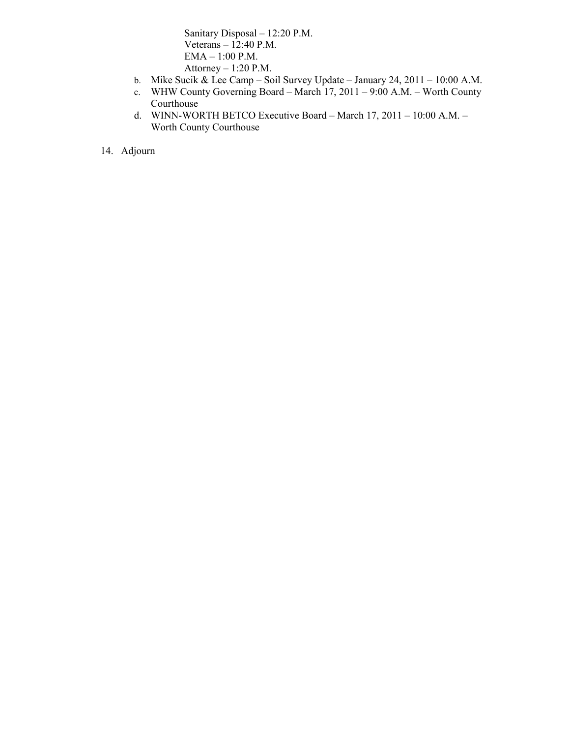Sanitary Disposal – 12:20 P.M.
Veterans – 12:40 P.M.
EMA – 1:00 P.M.
Attorney – 1:20 P.M.

b. Mike Sucik & Lee Camp – Soil Survey Update – January 24, 2011 – 10:00 A.M.
c. WHW County Governing Board – March 17, 2011 – 9:00 A.M. – Worth County Courthouse
d. WINN-WORTH BETCO Executive Board – March 17, 2011 – 10:00 A.M. – Worth County Courthouse

14. Adjourn